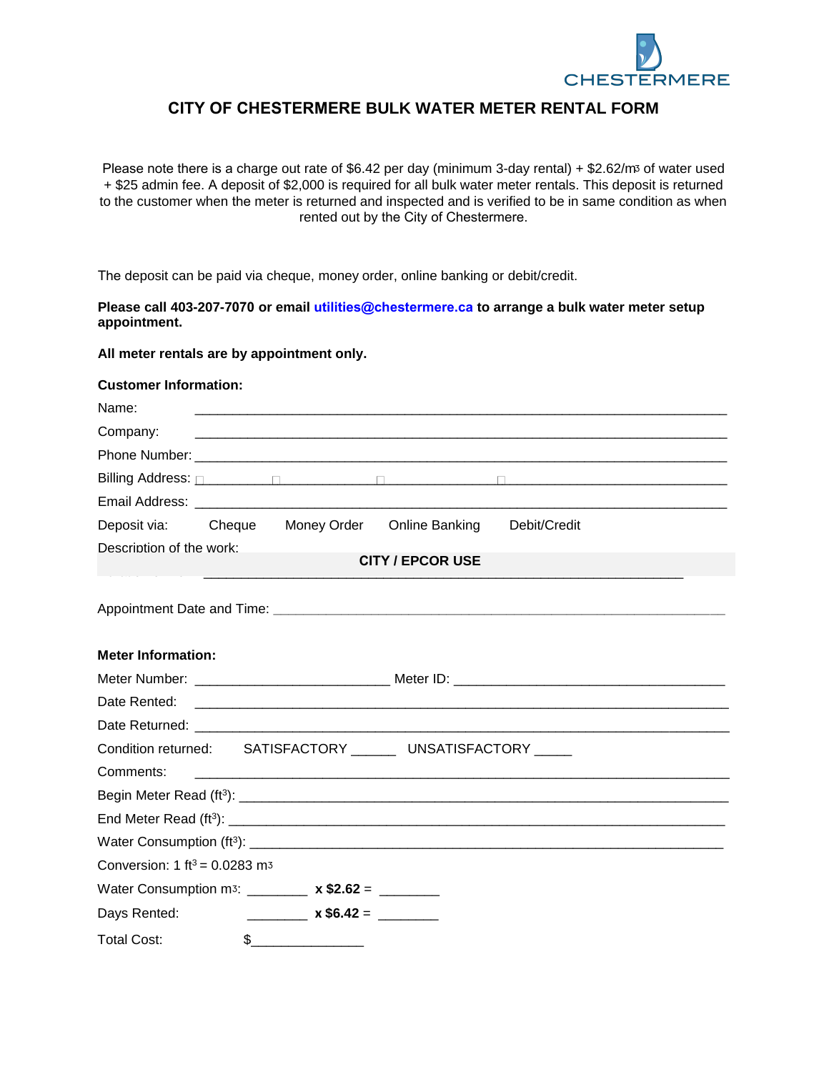CHESTERMERE

# CITY OF CHESTERMERE BULK WATER METER RENTAL FORM

Please note there is a charge out rate of $6.42 per day (minimum 3-day rental) + $2.62/$m^3$ of water used + $25 admin fee. A deposit of $2,000 is required for all bulk water meter rentals. This deposit is returned to the customer when the meter is returned and inspected and is verified to be in same condition as when rented out by the City of Chestermere.

The deposit can be paid via cheque, money order, online banking or debit/credit.

**Please call 403-207-7070 or email utilities@chestermere.ca to arrange a bulk water meter setup appointment.**

**All meter rentals are by appointment only.**

**Customer Information:**

Name: ______________________________________________

Company: ______________________________________________

Phone Number: ______________________________________________

Billing Address: ☐ __________ ☐ __________ ☐ __________ ☐ __________

Email Address: ______________________________________________

Deposit via: Cheque Money Order Online Banking Debit/Credit

Description of the work: ______________________________________________

**CITY / EPCOR USE**

Appointment Date and Time: ______________________________________________

**Meter Information:**

Meter Number: __________________________ Meter ID: __________________________

Date Rented: ______________________________________________

Date Returned: ______________________________________________

Condition returned: SATISFACTORY ______ UNSATISFACTORY _____

Comments: ______________________________________________

Begin Meter Read ($ft^3$): ______________________________________________

End Meter Read ($ft^3$): ______________________________________________

Water Consumption ($ft^3$): ______________________________________________

Conversion: 1 $ft^3$ = 0.0283 $m^3$

Water Consumption $m^3$: ________ **x $2.62** = ________

Days Rented: ________ **x $6.42** = ________

Total Cost: $______________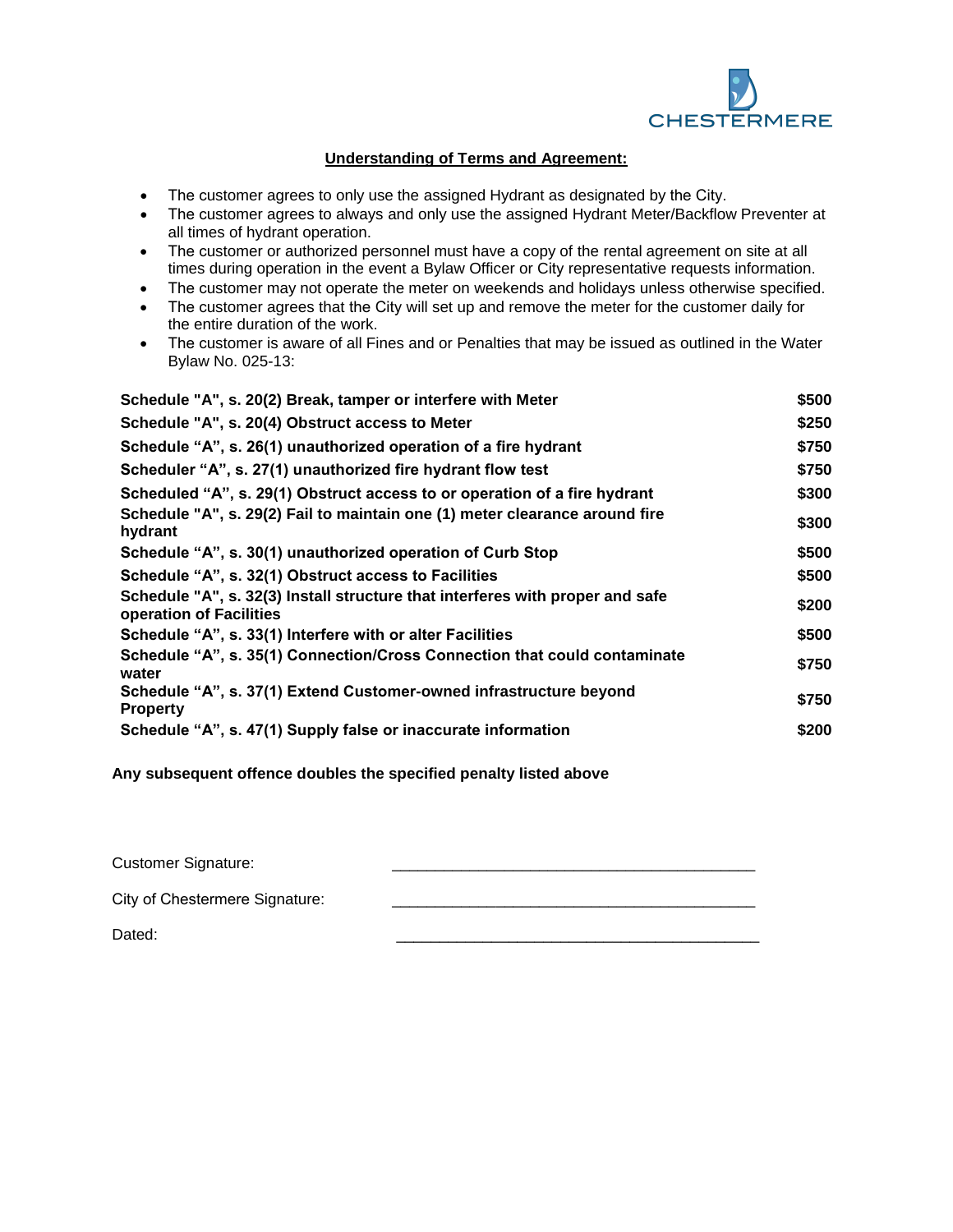CHESTERMERE

**Understanding of Terms and Agreement:**

- The customer agrees to only use the assigned Hydrant as designated by the City.
- The customer agrees to always and only use the assigned Hydrant Meter/Backflow Preventer at all times of hydrant operation.
- The customer or authorized personnel must have a copy of the rental agreement on site at all times during operation in the event a Bylaw Officer or City representative requests information.
- The customer may not operate the meter on weekends and holidays unless otherwise specified.
- The customer agrees that the City will set up and remove the meter for the customer daily for the entire duration of the work.
- The customer is aware of all Fines and or Penalties that may be issued as outlined in the Water Bylaw No. 025-13:

| | |
|---|---|
| **Schedule "A", s. 20(2) Break, tamper or interfere with Meter** | **$500** |
| **Schedule "A", s. 20(4) Obstruct access to Meter** | **$250** |
| **Schedule "A", s. 26(1) unauthorized operation of a fire hydrant** | **$750** |
| **Scheduler "A", s. 27(1) unauthorized fire hydrant flow test** | **$750** |
| **Scheduled "A", s. 29(1) Obstruct access to or operation of a fire hydrant** | **$300** |
| **Schedule "A", s. 29(2) Fail to maintain one (1) meter clearance around fire hydrant** | **$300** |
| **Schedule "A", s. 30(1) unauthorized operation of Curb Stop** | **$500** |
| **Schedule "A", s. 32(1) Obstruct access to Facilities** | **$500** |
| **Schedule "A", s. 32(3) Install structure that interferes with proper and safe operation of Facilities** | **$200** |
| **Schedule "A", s. 33(1) Interfere with or alter Facilities** | **$500** |
| **Schedule "A", s. 35(1) Connection/Cross Connection that could contaminate water** | **$750** |
| **Schedule "A", s. 37(1) Extend Customer-owned infrastructure beyond Property** | **$750** |
| **Schedule "A", s. 47(1) Supply false or inaccurate information** | **$200** |

**Any subsequent offence doubles the specified penalty listed above**

Customer Signature: ____________________________________________

City of Chestermere Signature: ____________________________________________

Dated: ____________________________________________